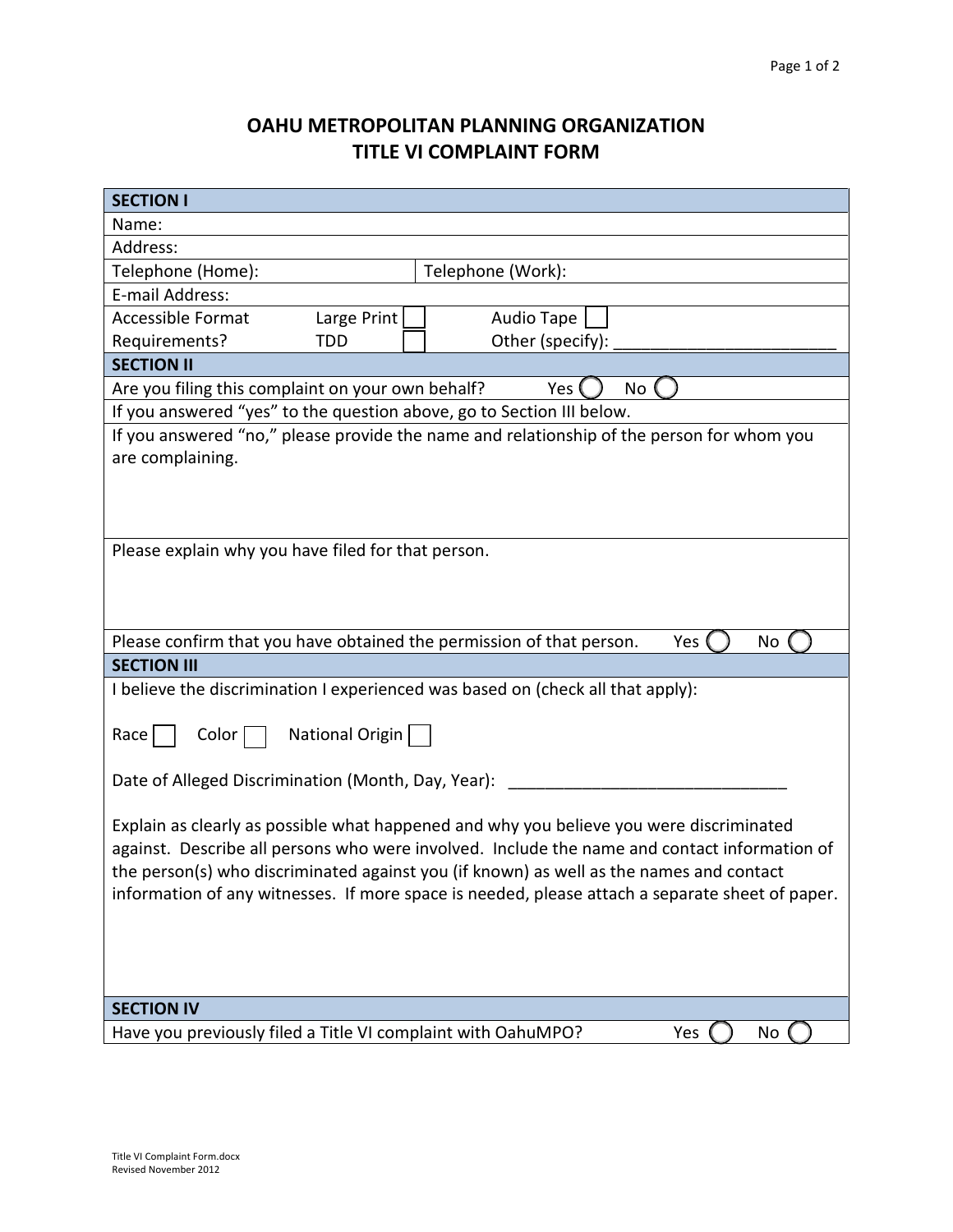# OAHU METROPOLITAN PLANNING ORGANIZATION
# TITLE VI COMPLAINT FORM

| **SECTION I** | |
|---|---|
| Name: | |
| Address: | |
| Telephone (Home): | Telephone (Work): |
| E-mail Address: | |
| Accessible Format Requirements? Large Print ☐ TDD ☐ | Audio Tape ☐ Other (specify): ________________________ |
| **SECTION II** | |
| Are you filing this complaint on your own behalf? Yes ◯ No ◯ | |
| If you answered "yes" to the question above, go to Section III below. | |
| If you answered "no," please provide the name and relationship of the person for whom you are complaining. | |
| Please explain why you have filed for that person. | |
| Please confirm that you have obtained the permission of that person. Yes ◯ No ◯ | |
| **SECTION III** | |
| I believe the discrimination I experienced was based on (check all that apply):<br><br>Race ☐ Color ☐ National Origin ☐<br><br>Date of Alleged Discrimination (Month, Day, Year): ______________________________<br><br>Explain as clearly as possible what happened and why you believe you were discriminated against. Describe all persons who were involved. Include the name and contact information of the person(s) who discriminated against you (if known) as well as the names and contact information of any witnesses. If more space is needed, please attach a separate sheet of paper. | |
| **SECTION IV** | |
| Have you previously filed a Title VI complaint with OahuMPO? Yes ◯ No ◯ | |

Title VI Complaint Form.docx
Revised November 2012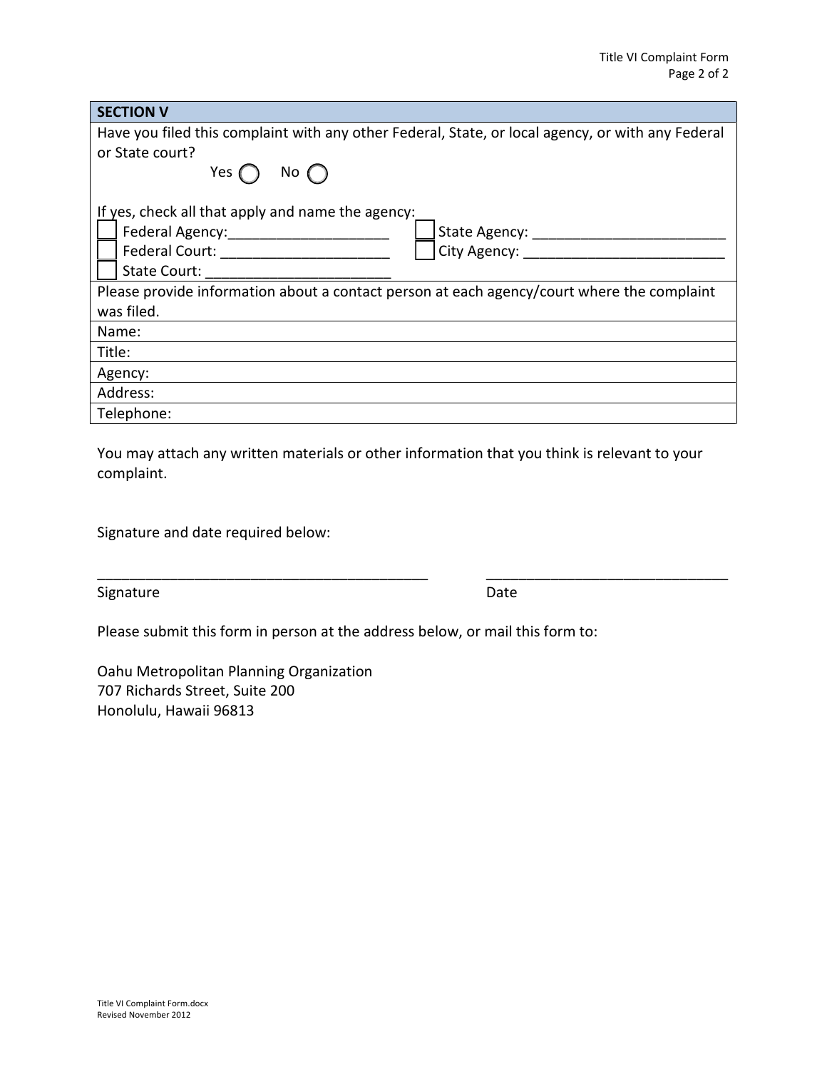| SECTION V |
| --- |
| Have you filed this complaint with any other Federal, State, or local agency, or with any Federal or State court?<br>Yes ◯ No ◯<br><br>If yes, check all that apply and name the agency:<br>☐ Federal Agency:____________________ ☐ State Agency: ________________________<br>☐ Federal Court: _____________________ ☐ City Agency: _________________________<br>☐ State Court: _______________________ |
| Please provide information about a contact person at each agency/court where the complaint was filed. |
| Name: |
| Title: |
| Agency: |
| Address: |
| Telephone: |

You may attach any written materials or other information that you think is relevant to your complaint.

Signature and date required below:

_________________________________________ ______________________________

Signature Date

Please submit this form in person at the address below, or mail this form to:

Oahu Metropolitan Planning Organization
707 Richards Street, Suite 200
Honolulu, Hawaii 96813

Title VI Complaint Form.docx
Revised November 2012